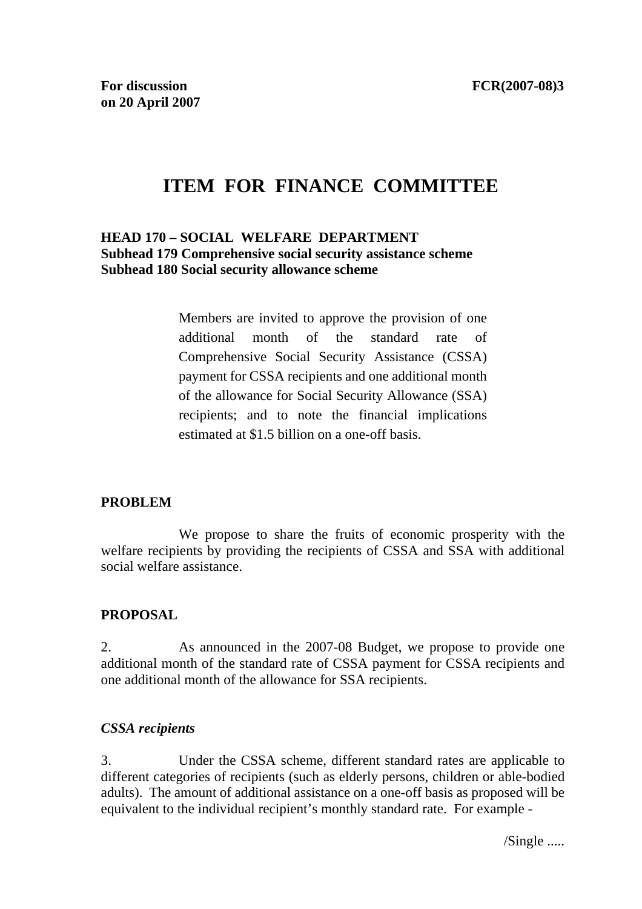**For discussion on 20 April 2007**

**FCR(2007-08)3**

# ITEM FOR FINANCE COMMITTEE

**HEAD 170 – SOCIAL WELFARE DEPARTMENT**
**Subhead 179 Comprehensive social security assistance scheme**
**Subhead 180 Social security allowance scheme**

> Members are invited to approve the provision of one additional month of the standard rate of Comprehensive Social Security Assistance (CSSA) payment for CSSA recipients and one additional month of the allowance for Social Security Allowance (SSA) recipients; and to note the financial implications estimated at $1.5 billion on a one-off basis.

## PROBLEM

We propose to share the fruits of economic prosperity with the welfare recipients by providing the recipients of CSSA and SSA with additional social welfare assistance.

## PROPOSAL

2. As announced in the 2007-08 Budget, we propose to provide one additional month of the standard rate of CSSA payment for CSSA recipients and one additional month of the allowance for SSA recipients.

### *CSSA recipients*

3. Under the CSSA scheme, different standard rates are applicable to different categories of recipients (such as elderly persons, children or able-bodied adults). The amount of additional assistance on a one-off basis as proposed will be equivalent to the individual recipient's monthly standard rate. For example -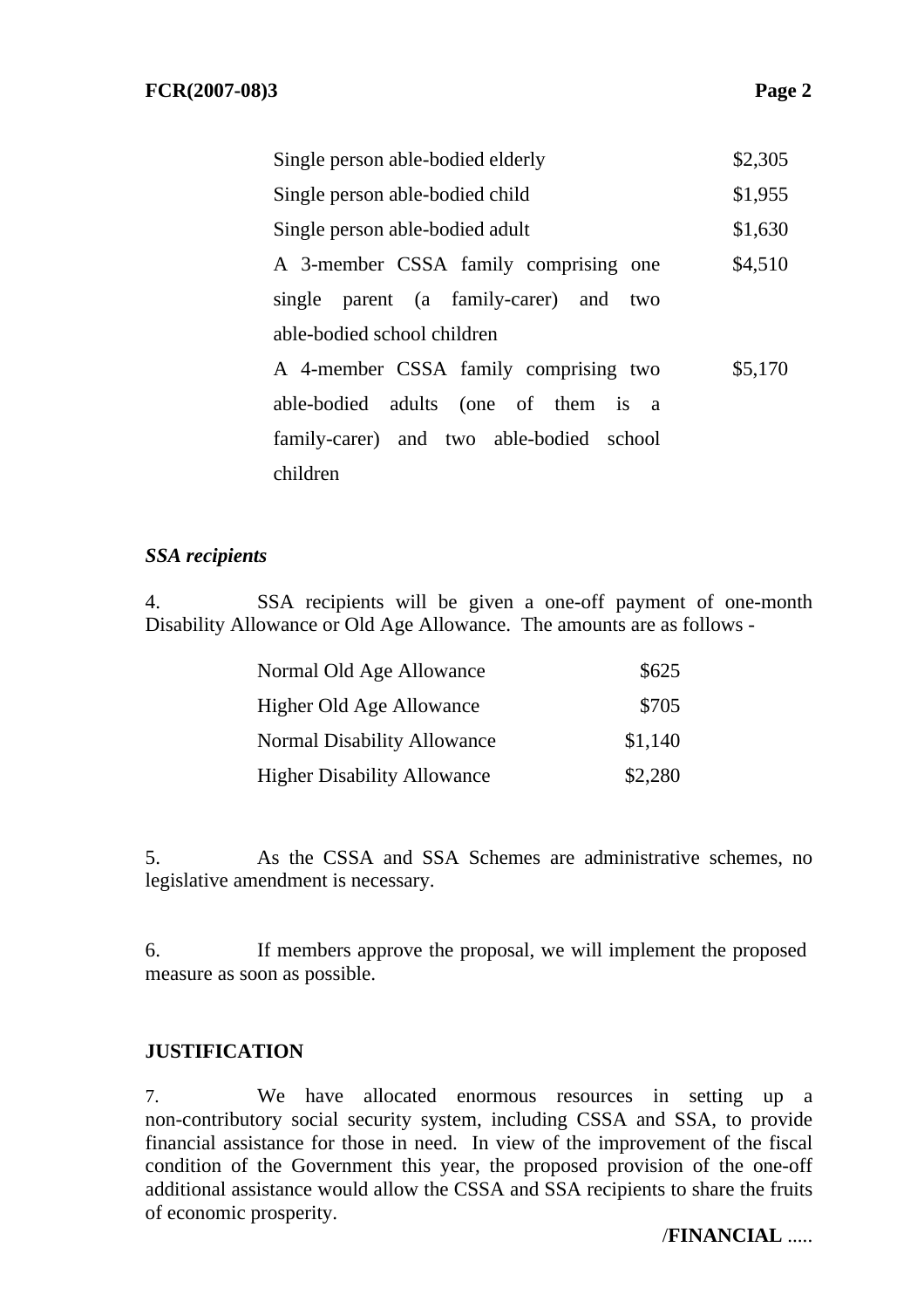| | |
|---|---|
| Single person able-bodied elderly | \$2,305 |
| Single person able-bodied child | \$1,955 |
| Single person able-bodied adult | \$1,630 |
| A 3-member CSSA family comprising one single parent (a family-carer) and two able-bodied school children | \$4,510 |
| A 4-member CSSA family comprising two able-bodied adults (one of them is a family-carer) and two able-bodied school children | \$5,170 |

***SSA recipients***

4. SSA recipients will be given a one-off payment of one-month Disability Allowance or Old Age Allowance. The amounts are as follows -

| | |
|---|---|
| Normal Old Age Allowance | \$625 |
| Higher Old Age Allowance | \$705 |
| Normal Disability Allowance | \$1,140 |
| Higher Disability Allowance | \$2,280 |

5. As the CSSA and SSA Schemes are administrative schemes, no legislative amendment is necessary.

6. If members approve the proposal, we will implement the proposed measure as soon as possible.

**JUSTIFICATION**

7. We have allocated enormous resources in setting up a non-contributory social security system, including CSSA and SSA, to provide financial assistance for those in need. In view of the improvement of the fiscal condition of the Government this year, the proposed provision of the one-off additional assistance would allow the CSSA and SSA recipients to share the fruits of economic prosperity.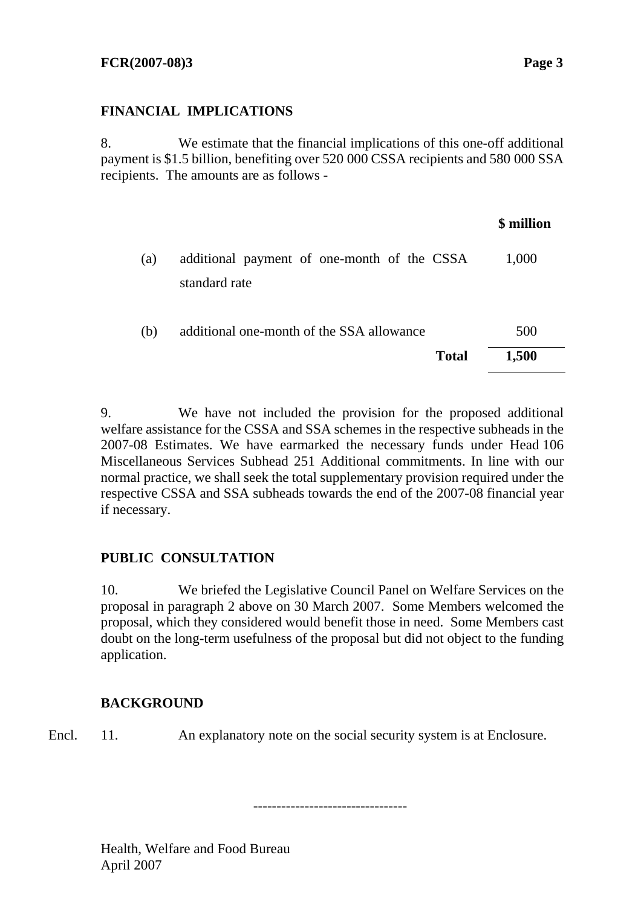## FINANCIAL IMPLICATIONS

8. We estimate that the financial implications of this one-off additional payment is $1.5 billion, benefiting over 520 000 CSSA recipients and 580 000 SSA recipients. The amounts are as follows -

| | | $ million |
|---|---|---|
| (a) | additional payment of one-month of the CSSA standard rate | 1,000 |
| (b) | additional one-month of the SSA allowance | 500 |
| | **Total** | **1,500** |

9. We have not included the provision for the proposed additional welfare assistance for the CSSA and SSA schemes in the respective subheads in the 2007-08 Estimates. We have earmarked the necessary funds under Head 106 Miscellaneous Services Subhead 251 Additional commitments. In line with our normal practice, we shall seek the total supplementary provision required under the respective CSSA and SSA subheads towards the end of the 2007-08 financial year if necessary.

## PUBLIC CONSULTATION

10. We briefed the Legislative Council Panel on Welfare Services on the proposal in paragraph 2 above on 30 March 2007. Some Members welcomed the proposal, which they considered would benefit those in need. Some Members cast doubt on the long-term usefulness of the proposal but did not object to the funding application.

## BACKGROUND

Encl. 11. An explanatory note on the social security system is at Enclosure.

---------------------------------

Health, Welfare and Food Bureau
April 2007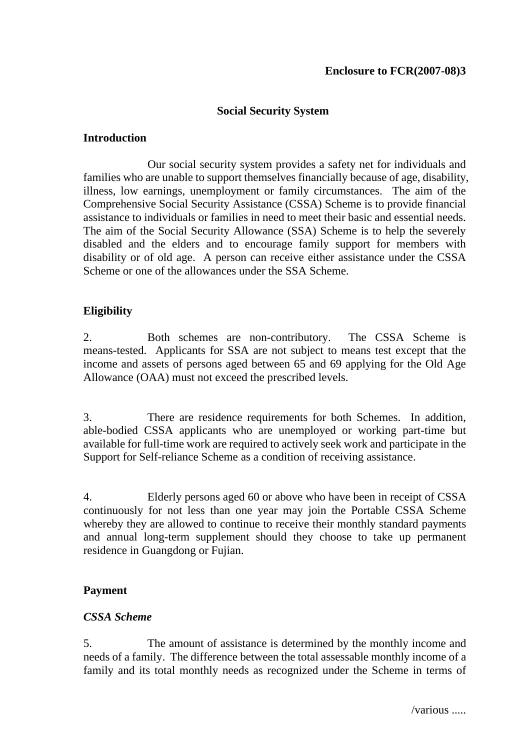**Enclosure to FCR(2007-08)3**

## Social Security System

### Introduction

Our social security system provides a safety net for individuals and families who are unable to support themselves financially because of age, disability, illness, low earnings, unemployment or family circumstances. The aim of the Comprehensive Social Security Assistance (CSSA) Scheme is to provide financial assistance to individuals or families in need to meet their basic and essential needs. The aim of the Social Security Allowance (SSA) Scheme is to help the severely disabled and the elders and to encourage family support for members with disability or of old age. A person can receive either assistance under the CSSA Scheme or one of the allowances under the SSA Scheme.

### Eligibility

2. Both schemes are non-contributory. The CSSA Scheme is means-tested. Applicants for SSA are not subject to means test except that the income and assets of persons aged between 65 and 69 applying for the Old Age Allowance (OAA) must not exceed the prescribed levels.

3. There are residence requirements for both Schemes. In addition, able-bodied CSSA applicants who are unemployed or working part-time but available for full-time work are required to actively seek work and participate in the Support for Self-reliance Scheme as a condition of receiving assistance.

4. Elderly persons aged 60 or above who have been in receipt of CSSA continuously for not less than one year may join the Portable CSSA Scheme whereby they are allowed to continue to receive their monthly standard payments and annual long-term supplement should they choose to take up permanent residence in Guangdong or Fujian.

### Payment

#### *CSSA Scheme*

5. The amount of assistance is determined by the monthly income and needs of a family. The difference between the total assessable monthly income of a family and its total monthly needs as recognized under the Scheme in terms of

/various .....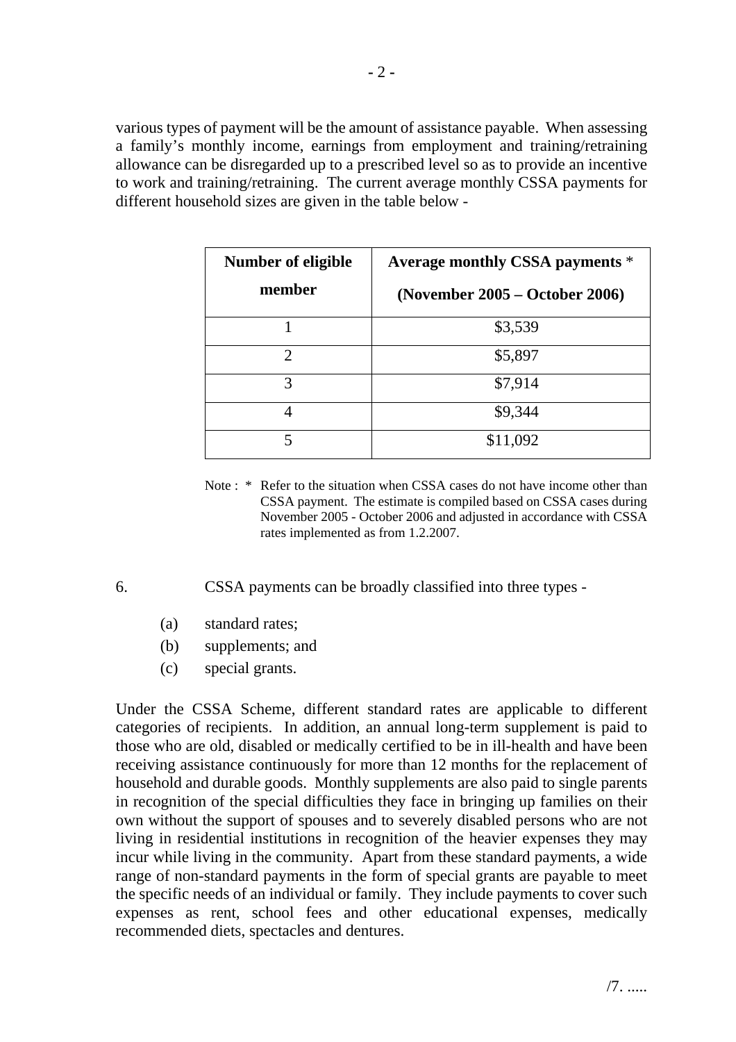various types of payment will be the amount of assistance payable. When assessing a family's monthly income, earnings from employment and training/retraining allowance can be disregarded up to a prescribed level so as to provide an incentive to work and training/retraining. The current average monthly CSSA payments for different household sizes are given in the table below -

| **Number of eligible member** | **Average monthly CSSA payments** * **(November 2005 – October 2006)** |
|---|---|
| 1 | $3,539 |
| 2 | $5,897 |
| 3 | $7,914 |
| 4 | $9,344 |
| 5 | $11,092 |

Note : * Refer to the situation when CSSA cases do not have income other than CSSA payment. The estimate is compiled based on CSSA cases during November 2005 - October 2006 and adjusted in accordance with CSSA rates implemented as from 1.2.2007.

6. CSSA payments can be broadly classified into three types -

(a) standard rates;
(b) supplements; and
(c) special grants.

Under the CSSA Scheme, different standard rates are applicable to different categories of recipients. In addition, an annual long-term supplement is paid to those who are old, disabled or medically certified to be in ill-health and have been receiving assistance continuously for more than 12 months for the replacement of household and durable goods. Monthly supplements are also paid to single parents in recognition of the special difficulties they face in bringing up families on their own without the support of spouses and to severely disabled persons who are not living in residential institutions in recognition of the heavier expenses they may incur while living in the community. Apart from these standard payments, a wide range of non-standard payments in the form of special grants are payable to meet the specific needs of an individual or family. They include payments to cover such expenses as rent, school fees and other educational expenses, medically recommended diets, spectacles and dentures.

/7. .....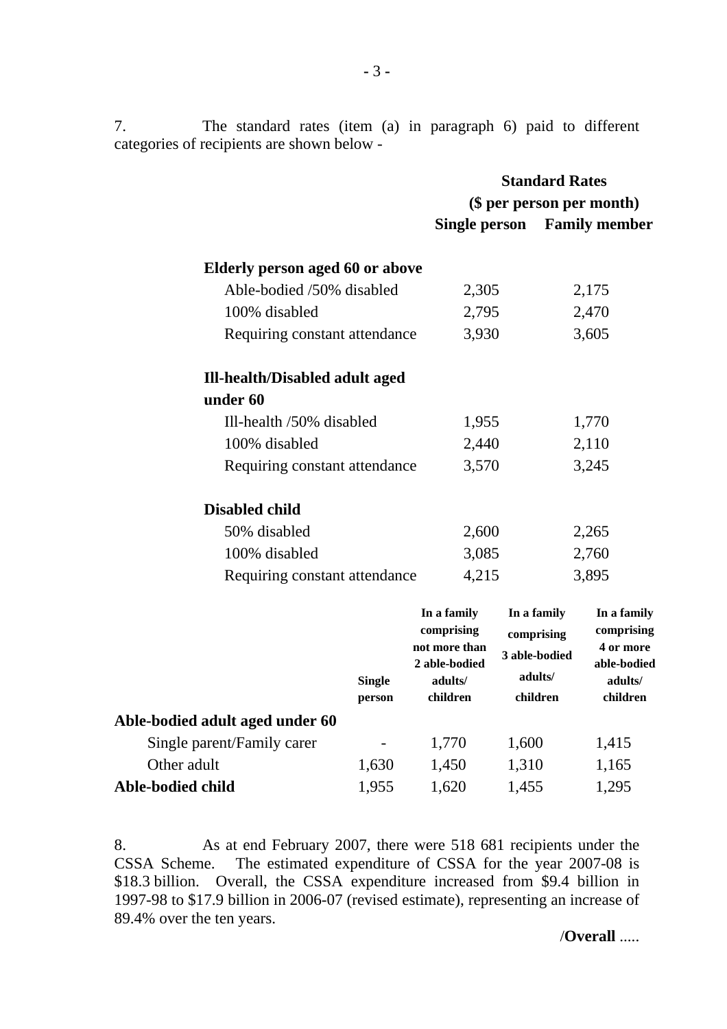7. The standard rates (item (a) in paragraph 6) paid to different categories of recipients are shown below -

| | Standard Rates ($ per person per month) | |
|---|---|---|
| | **Single person** | **Family member** |
| **Elderly person aged 60 or above** | | |
| Able-bodied /50% disabled | 2,305 | 2,175 |
| 100% disabled | 2,795 | 2,470 |
| Requiring constant attendance | 3,930 | 3,605 |
| **Ill-health/Disabled adult aged under 60** | | |
| Ill-health /50% disabled | 1,955 | 1,770 |
| 100% disabled | 2,440 | 2,110 |
| Requiring constant attendance | 3,570 | 3,245 |
| **Disabled child** | | |
| 50% disabled | 2,600 | 2,265 |
| 100% disabled | 3,085 | 2,760 |
| Requiring constant attendance | 4,215 | 3,895 |

| | **Single person** | **In a family comprising not more than 2 able-bodied adults/ children** | **In a family comprising 3 able-bodied adults/ children** | **In a family comprising 4 or more able-bodied adults/ children** |
|---|---|---|---|---|
| **Able-bodied adult aged under 60** | | | | |
| Single parent/Family carer | - | 1,770 | 1,600 | 1,415 |
| Other adult | 1,630 | 1,450 | 1,310 | 1,165 |
| **Able-bodied child** | 1,955 | 1,620 | 1,455 | 1,295 |

8. As at end February 2007, there were 518 681 recipients under the CSSA Scheme. The estimated expenditure of CSSA for the year 2007-08 is $18.3 billion. Overall, the CSSA expenditure increased from $9.4 billion in 1997-98 to $17.9 billion in 2006-07 (revised estimate), representing an increase of 89.4% over the ten years.

/**Overall** .....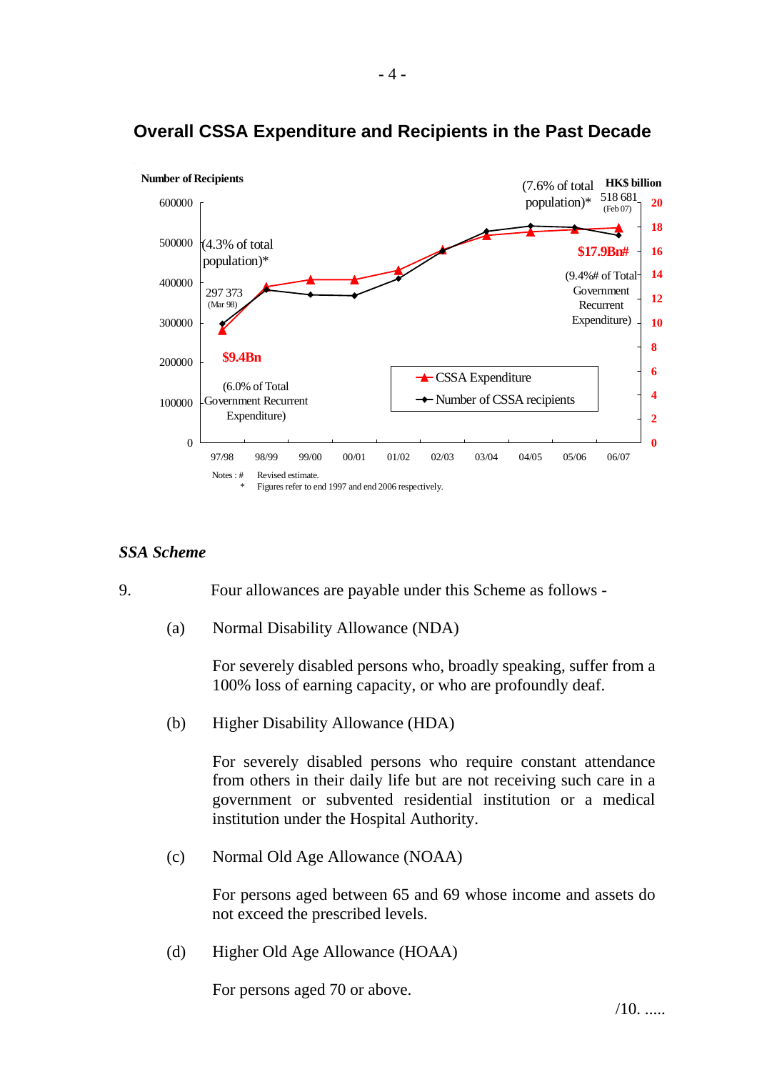## Overall CSSA Expenditure and Recipients in the Past Decade

Number of Recipients | HK$ billion

(4.3% of total population)*

297 373 (Mar 98)

$9.4Bn

(6.0% of Total Government Recurrent Expenditure)

(7.6% of total population)*

518 681 (Feb 07)

$17.9Bn#

(9.4%# of Total Government Recurrent Expenditure)

CSSA Expenditure

Number of CSSA recipients

97/98 98/99 99/00 00/01 01/02 02/03 03/04 04/05 05/06 06/07

Notes : # Revised estimate.

\* Figures refer to end 1997 and end 2006 respectively.

### *SSA Scheme*

9. Four allowances are payable under this Scheme as follows -

(a) Normal Disability Allowance (NDA)

For severely disabled persons who, broadly speaking, suffer from a 100% loss of earning capacity, or who are profoundly deaf.

(b) Higher Disability Allowance (HDA)

For severely disabled persons who require constant attendance from others in their daily life but are not receiving such care in a government or subvented residential institution or a medical institution under the Hospital Authority.

(c) Normal Old Age Allowance (NOAA)

For persons aged between 65 and 69 whose income and assets do not exceed the prescribed levels.

(d) Higher Old Age Allowance (HOAA)

For persons aged 70 or above.

/10. .....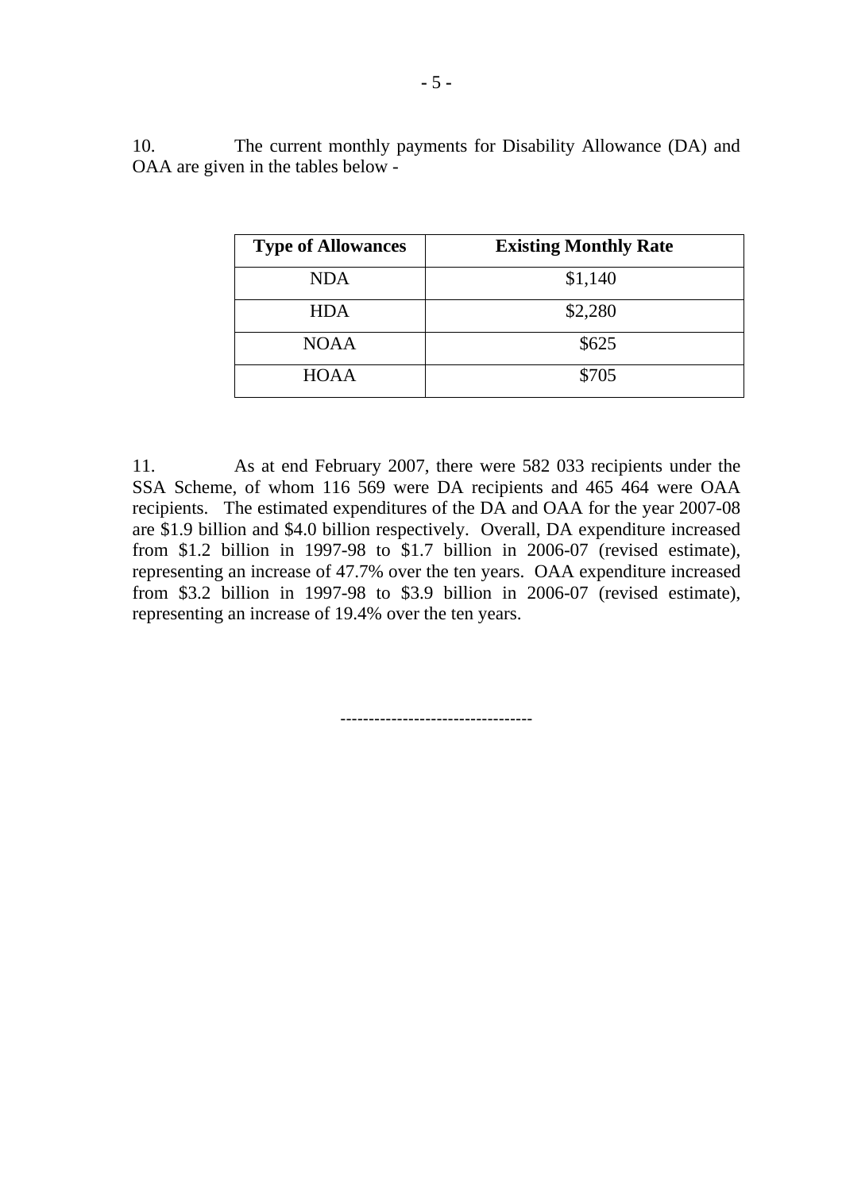10. The current monthly payments for Disability Allowance (DA) and OAA are given in the tables below -

| Type of Allowances | Existing Monthly Rate |
|---|---|
| NDA | $1,140 |
| HDA | $2,280 |
| NOAA | $625 |
| HOAA | $705 |

11. As at end February 2007, there were 582 033 recipients under the SSA Scheme, of whom 116 569 were DA recipients and 465 464 were OAA recipients. The estimated expenditures of the DA and OAA for the year 2007-08 are $1.9 billion and $4.0 billion respectively. Overall, DA expenditure increased from $1.2 billion in 1997-98 to $1.7 billion in 2006-07 (revised estimate), representing an increase of 47.7% over the ten years. OAA expenditure increased from $3.2 billion in 1997-98 to $3.9 billion in 2006-07 (revised estimate), representing an increase of 19.4% over the ten years.

---------------------------------